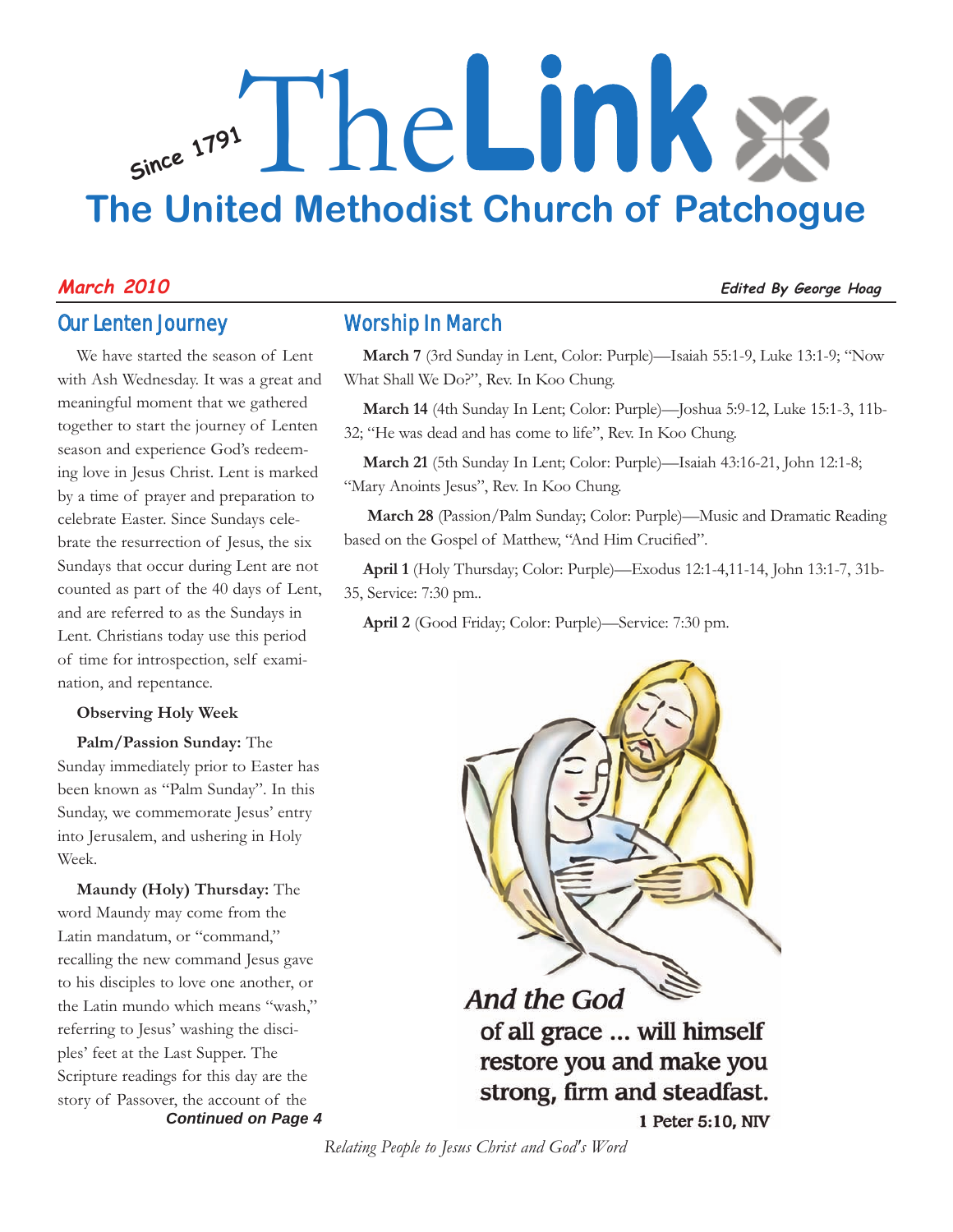# The Link

Since 1791

## The United Methodist Church of Patchogue

*March 2010* — *Edited By George Hoag*

## Our Lenten Journey

We have started the season of Lent with Ash Wednesday. It was a great and meaningful moment that we gathered together to start the journey of Lenten season and experience God's redeeming love in Jesus Christ. Lent is marked by a time of prayer and preparation to celebrate Easter. Since Sundays celebrate the resurrection of Jesus, the six Sundays that occur during Lent are not counted as part of the 40 days of Lent, and are referred to as the Sundays in Lent. Christians today use this period of time for introspection, self examination, and repentance.

**Observing Holy Week**

**Palm/Passion Sunday:** The Sunday immediately prior to Easter has been known as "Palm Sunday". In this Sunday, we commemorate Jesus' entry into Jerusalem, and ushering in Holy Week.

**Maundy (Holy) Thursday:** The word Maundy may come from the Latin mandatum, or "command," recalling the new command Jesus gave to his disciples to love one another, or the Latin mundo which means "wash," referring to Jesus' washing the disciples' feet at the Last Supper. The Scripture readings for this day are the story of Passover, the account of the

***Continued on Page 4***

## Worship In March

**March 7** (3rd Sunday in Lent, Color: Purple)—Isaiah 55:1-9, Luke 13:1-9; "Now What Shall We Do?", Rev. In Koo Chung.

**March 14** (4th Sunday In Lent; Color: Purple)—Joshua 5:9-12, Luke 15:1-3, 11b-32; "He was dead and has come to life", Rev. In Koo Chung.

**March 21** (5th Sunday In Lent; Color: Purple)—Isaiah 43:16-21, John 12:1-8; "Mary Anoints Jesus", Rev. In Koo Chung.

**March 28** (Passion/Palm Sunday; Color: Purple)—Music and Dramatic Reading based on the Gospel of Matthew, "And Him Crucified".

**April 1** (Holy Thursday; Color: Purple)—Exodus 12:1-4,11-14, John 13:1-7, 31b-35, Service: 7:30 pm..

**April 2** (Good Friday; Color: Purple)—Service: 7:30 pm.

*And the God* **of all grace ... will himself restore you and make you strong, firm and steadfast.**

**1 Peter 5:10, NIV**

*Relating People to Jesus Christ and God's Word*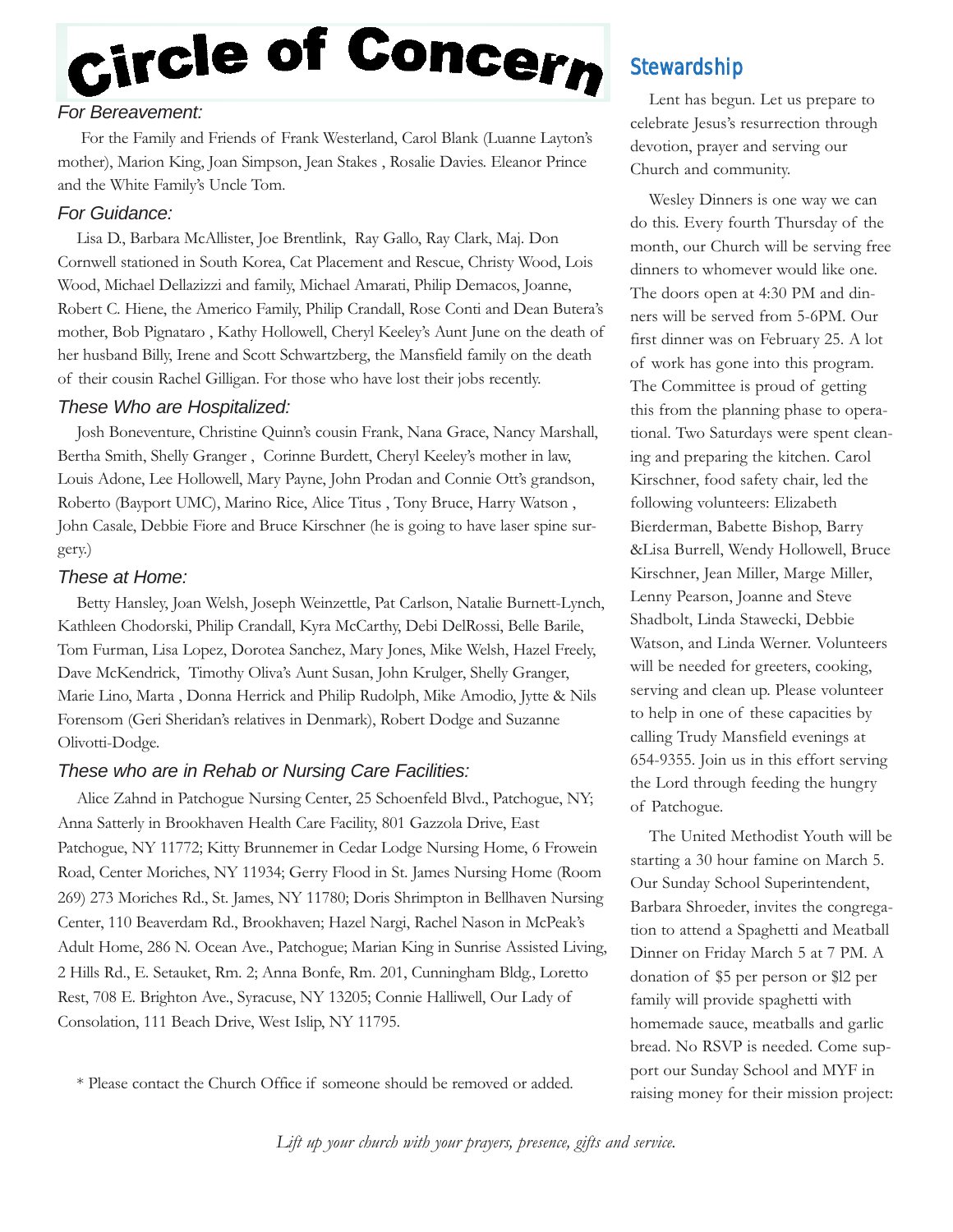# Circle of Concern

### *For Bereavement:*

For the Family and Friends of Frank Westerland, Carol Blank (Luanne Layton's mother), Marion King, Joan Simpson, Jean Stakes , Rosalie Davies. Eleanor Prince and the White Family's Uncle Tom.

### *For Guidance:*

Lisa D., Barbara McAllister, Joe Brentlink, Ray Gallo, Ray Clark, Maj. Don Cornwell stationed in South Korea, Cat Placement and Rescue, Christy Wood, Lois Wood, Michael Dellazizzi and family, Michael Amarati, Philip Demacos, Joanne, Robert C. Hiene, the Americo Family, Philip Crandall, Rose Conti and Dean Butera's mother, Bob Pignataro , Kathy Hollowell, Cheryl Keeley's Aunt June on the death of her husband Billy, Irene and Scott Schwartzberg, the Mansfield family on the death of their cousin Rachel Gilligan. For those who have lost their jobs recently.

### *These Who are Hospitalized:*

Josh Boneventure, Christine Quinn's cousin Frank, Nana Grace, Nancy Marshall, Bertha Smith, Shelly Granger , Corinne Burdett, Cheryl Keeley's mother in law, Louis Adone, Lee Hollowell, Mary Payne, John Prodan and Connie Ott's grandson, Roberto (Bayport UMC), Marino Rice, Alice Titus , Tony Bruce, Harry Watson , John Casale, Debbie Fiore and Bruce Kirschner (he is going to have laser spine surgery.)

### *These at Home:*

Betty Hansley, Joan Welsh, Joseph Weinzettle, Pat Carlson, Natalie Burnett-Lynch, Kathleen Chodorski, Philip Crandall, Kyra McCarthy, Debi DelRossi, Belle Barile, Tom Furman, Lisa Lopez, Dorotea Sanchez, Mary Jones, Mike Welsh, Hazel Freely, Dave McKendrick, Timothy Oliva's Aunt Susan, John Krulger, Shelly Granger, Marie Lino, Marta , Donna Herrick and Philip Rudolph, Mike Amodio, Jytte & Nils Forensom (Geri Sheridan's relatives in Denmark), Robert Dodge and Suzanne Olivotti-Dodge.

### *These who are in Rehab or Nursing Care Facilities:*

Alice Zahnd in Patchogue Nursing Center, 25 Schoenfeld Blvd., Patchogue, NY; Anna Satterly in Brookhaven Health Care Facility, 801 Gazzola Drive, East Patchogue, NY 11772; Kitty Brunnemer in Cedar Lodge Nursing Home, 6 Frowein Road, Center Moriches, NY 11934; Gerry Flood in St. James Nursing Home (Room 269) 273 Moriches Rd., St. James, NY 11780; Doris Shrimpton in Bellhaven Nursing Center, 110 Beaverdam Rd., Brookhaven; Hazel Nargi, Rachel Nason in McPeak's Adult Home, 286 N. Ocean Ave., Patchogue; Marian King in Sunrise Assisted Living, 2 Hills Rd., E. Setauket, Rm. 2; Anna Bonfe, Rm. 201, Cunningham Bldg., Loretto Rest, 708 E. Brighton Ave., Syracuse, NY 13205; Connie Halliwell, Our Lady of Consolation, 111 Beach Drive, West Islip, NY 11795.

\* Please contact the Church Office if someone should be removed or added.

## Stewardship

Lent has begun. Let us prepare to celebrate Jesus's resurrection through devotion, prayer and serving our Church and community.

Wesley Dinners is one way we can do this. Every fourth Thursday of the month, our Church will be serving free dinners to whomever would like one. The doors open at 4:30 PM and dinners will be served from 5-6PM. Our first dinner was on February 25. A lot of work has gone into this program. The Committee is proud of getting this from the planning phase to operational. Two Saturdays were spent cleaning and preparing the kitchen. Carol Kirschner, food safety chair, led the following volunteers: Elizabeth Bierderman, Babette Bishop, Barry &Lisa Burrell, Wendy Hollowell, Bruce Kirschner, Jean Miller, Marge Miller, Lenny Pearson, Joanne and Steve Shadbolt, Linda Stawecki, Debbie Watson, and Linda Werner. Volunteers will be needed for greeters, cooking, serving and clean up. Please volunteer to help in one of these capacities by calling Trudy Mansfield evenings at 654-9355. Join us in this effort serving the Lord through feeding the hungry of Patchogue.

The United Methodist Youth will be starting a 30 hour famine on March 5. Our Sunday School Superintendent, Barbara Shroeder, invites the congregation to attend a Spaghetti and Meatball Dinner on Friday March 5 at 7 PM. A donation of $5 per person or $12 per family will provide spaghetti with homemade sauce, meatballs and garlic bread. No RSVP is needed. Come support our Sunday School and MYF in raising money for their mission project:

*Lift up your church with your prayers, presence, gifts and service.*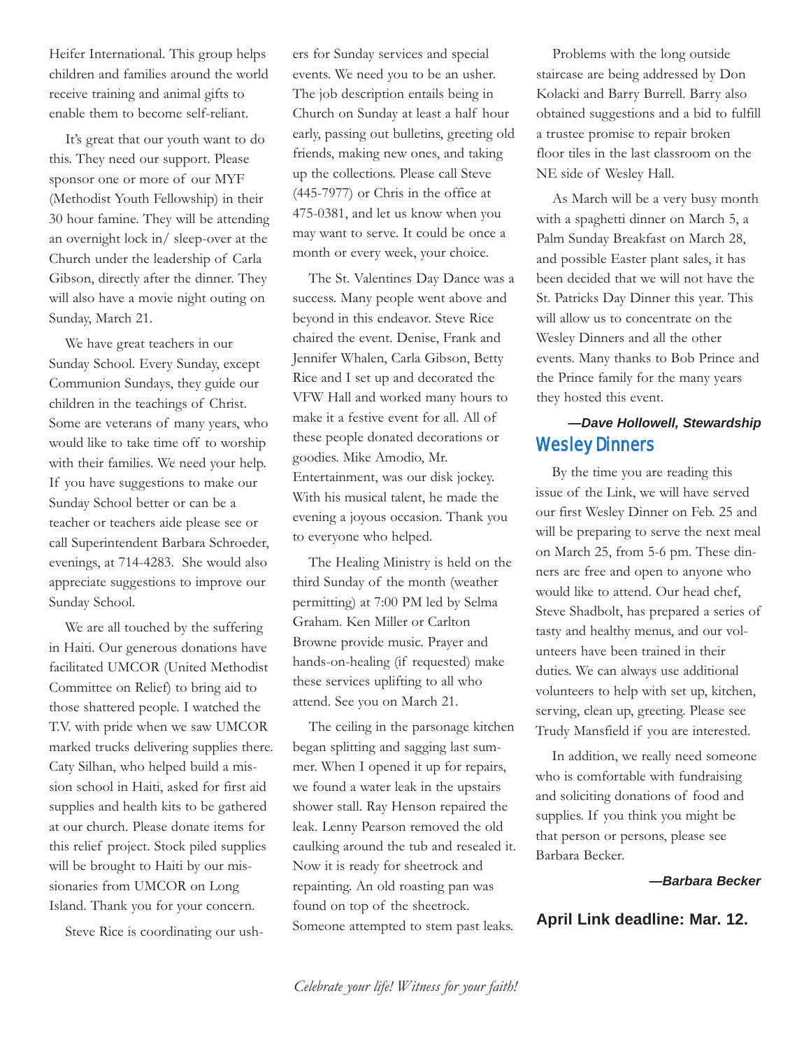Heifer International. This group helps children and families around the world receive training and animal gifts to enable them to become self-reliant.

It's great that our youth want to do this. They need our support. Please sponsor one or more of our MYF (Methodist Youth Fellowship) in their 30 hour famine. They will be attending an overnight lock in/ sleep-over at the Church under the leadership of Carla Gibson, directly after the dinner. They will also have a movie night outing on Sunday, March 21.

We have great teachers in our Sunday School. Every Sunday, except Communion Sundays, they guide our children in the teachings of Christ. Some are veterans of many years, who would like to take time off to worship with their families. We need your help. If you have suggestions to make our Sunday School better or can be a teacher or teachers aide please see or call Superintendent Barbara Schroeder, evenings, at 714-4283. She would also appreciate suggestions to improve our Sunday School.

We are all touched by the suffering in Haiti. Our generous donations have facilitated UMCOR (United Methodist Committee on Relief) to bring aid to those shattered people. I watched the T.V. with pride when we saw UMCOR marked trucks delivering supplies there. Caty Silhan, who helped build a mission school in Haiti, asked for first aid supplies and health kits to be gathered at our church. Please donate items for this relief project. Stock piled supplies will be brought to Haiti by our missionaries from UMCOR on Long Island. Thank you for your concern.

Steve Rice is coordinating our ushers for Sunday services and special events. We need you to be an usher. The job description entails being in Church on Sunday at least a half hour early, passing out bulletins, greeting old friends, making new ones, and taking up the collections. Please call Steve (445-7977) or Chris in the office at 475-0381, and let us know when you may want to serve. It could be once a month or every week, your choice.

The St. Valentines Day Dance was a success. Many people went above and beyond in this endeavor. Steve Rice chaired the event. Denise, Frank and Jennifer Whalen, Carla Gibson, Betty Rice and I set up and decorated the VFW Hall and worked many hours to make it a festive event for all. All of these people donated decorations or goodies. Mike Amodio, Mr. Entertainment, was our disk jockey. With his musical talent, he made the evening a joyous occasion. Thank you to everyone who helped.

The Healing Ministry is held on the third Sunday of the month (weather permitting) at 7:00 PM led by Selma Graham. Ken Miller or Carlton Browne provide music. Prayer and hands-on-healing (if requested) make these services uplifting to all who attend. See you on March 21.

The ceiling in the parsonage kitchen began splitting and sagging last summer. When I opened it up for repairs, we found a water leak in the upstairs shower stall. Ray Henson repaired the leak. Lenny Pearson removed the old caulking around the tub and resealed it. Now it is ready for sheetrock and repainting. An old roasting pan was found on top of the sheetrock. Someone attempted to stem past leaks.

Problems with the long outside staircase are being addressed by Don Kolacki and Barry Burrell. Barry also obtained suggestions and a bid to fulfill a trustee promise to repair broken floor tiles in the last classroom on the NE side of Wesley Hall.

As March will be a very busy month with a spaghetti dinner on March 5, a Palm Sunday Breakfast on March 28, and possible Easter plant sales, it has been decided that we will not have the St. Patricks Day Dinner this year. This will allow us to concentrate on the Wesley Dinners and all the other events. Many thanks to Bob Prince and the Prince family for the many years they hosted this event.

***—Dave Hollowell, Stewardship***

## Wesley Dinners

By the time you are reading this issue of the Link, we will have served our first Wesley Dinner on Feb. 25 and will be preparing to serve the next meal on March 25, from 5-6 pm. These dinners are free and open to anyone who would like to attend. Our head chef, Steve Shadbolt, has prepared a series of tasty and healthy menus, and our volunteers have been trained in their duties. We can always use additional volunteers to help with set up, kitchen, serving, clean up, greeting. Please see Trudy Mansfield if you are interested.

In addition, we really need someone who is comfortable with fundraising and soliciting donations of food and supplies. If you think you might be that person or persons, please see Barbara Becker.

***—Barbara Becker***

**April Link deadline: Mar. 12.**

*Celebrate your life! Witness for your faith!*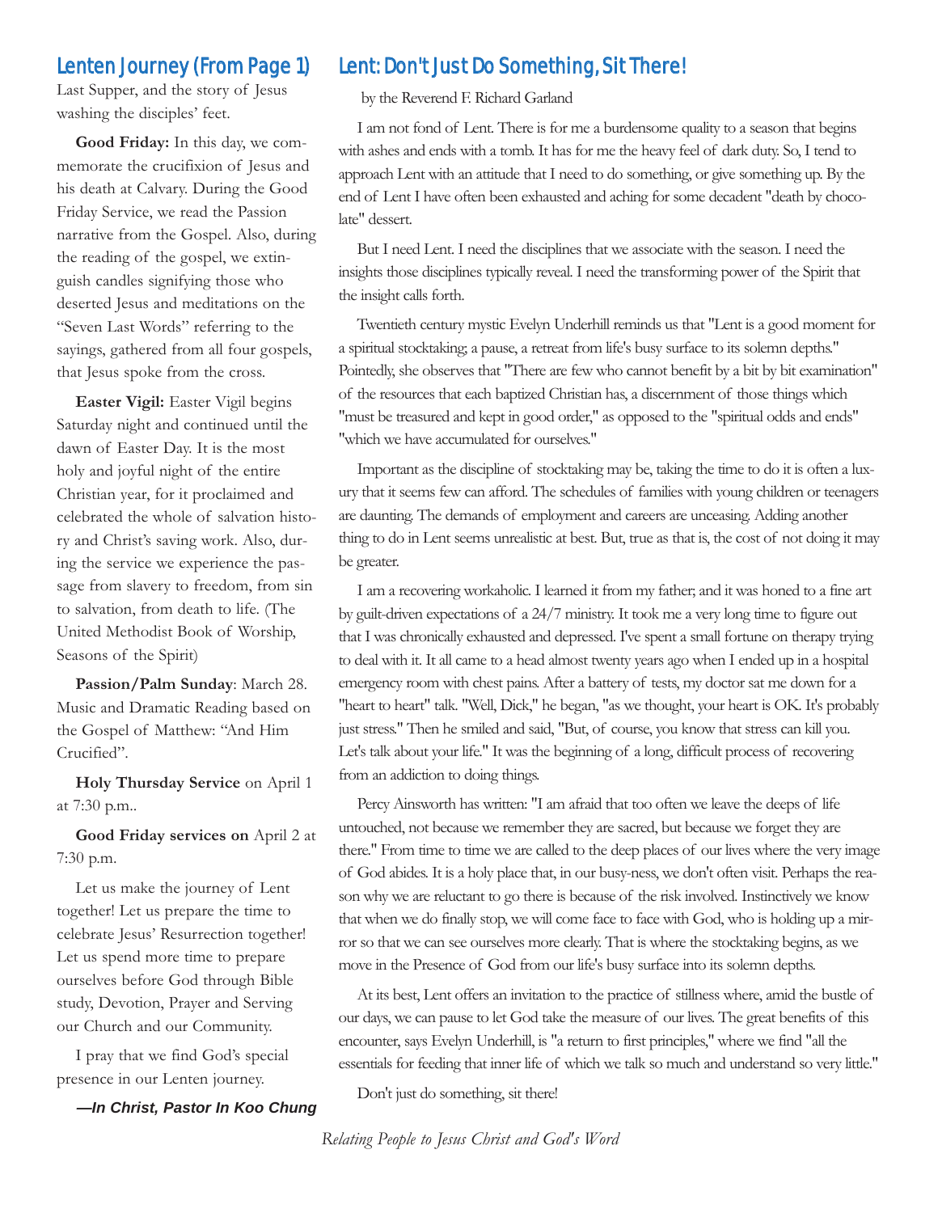## Lenten Journey (From Page 1)

Last Supper, and the story of Jesus washing the disciples' feet.

**Good Friday:** In this day, we commemorate the crucifixion of Jesus and his death at Calvary. During the Good Friday Service, we read the Passion narrative from the Gospel. Also, during the reading of the gospel, we extinguish candles signifying those who deserted Jesus and meditations on the "Seven Last Words" referring to the sayings, gathered from all four gospels, that Jesus spoke from the cross.

**Easter Vigil:** Easter Vigil begins Saturday night and continued until the dawn of Easter Day. It is the most holy and joyful night of the entire Christian year, for it proclaimed and celebrated the whole of salvation history and Christ's saving work. Also, during the service we experience the passage from slavery to freedom, from sin to salvation, from death to life. (The United Methodist Book of Worship, Seasons of the Spirit)

**Passion/Palm Sunday**: March 28. Music and Dramatic Reading based on the Gospel of Matthew: "And Him Crucified".

**Holy Thursday Service** on April 1 at 7:30 p.m..

**Good Friday services on** April 2 at 7:30 p.m.

Let us make the journey of Lent together! Let us prepare the time to celebrate Jesus' Resurrection together! Let us spend more time to prepare ourselves before God through Bible study, Devotion, Prayer and Serving our Church and our Community.

I pray that we find God's special presence in our Lenten journey.

***—In Christ, Pastor In Koo Chung***

## Lent: Don't Just Do Something, Sit There!

by the Reverend F. Richard Garland

I am not fond of Lent. There is for me a burdensome quality to a season that begins with ashes and ends with a tomb. It has for me the heavy feel of dark duty. So, I tend to approach Lent with an attitude that I need to do something, or give something up. By the end of Lent I have often been exhausted and aching for some decadent "death by chocolate" dessert.

But I need Lent. I need the disciplines that we associate with the season. I need the insights those disciplines typically reveal. I need the transforming power of the Spirit that the insight calls forth.

Twentieth century mystic Evelyn Underhill reminds us that "Lent is a good moment for a spiritual stocktaking; a pause, a retreat from life's busy surface to its solemn depths." Pointedly, she observes that "There are few who cannot benefit by a bit by bit examination" of the resources that each baptized Christian has, a discernment of those things which "must be treasured and kept in good order," as opposed to the "spiritual odds and ends" "which we have accumulated for ourselves."

Important as the discipline of stocktaking may be, taking the time to do it is often a luxury that it seems few can afford. The schedules of families with young children or teenagers are daunting. The demands of employment and careers are unceasing. Adding another thing to do in Lent seems unrealistic at best. But, true as that is, the cost of not doing it may be greater.

I am a recovering workaholic. I learned it from my father; and it was honed to a fine art by guilt-driven expectations of a 24/7 ministry. It took me a very long time to figure out that I was chronically exhausted and depressed. I've spent a small fortune on therapy trying to deal with it. It all came to a head almost twenty years ago when I ended up in a hospital emergency room with chest pains. After a battery of tests, my doctor sat me down for a "heart to heart" talk. "Well, Dick," he began, "as we thought, your heart is OK. It's probably just stress." Then he smiled and said, "But, of course, you know that stress can kill you. Let's talk about your life." It was the beginning of a long, difficult process of recovering from an addiction to doing things.

Percy Ainsworth has written: "I am afraid that too often we leave the deeps of life untouched, not because we remember they are sacred, but because we forget they are there." From time to time we are called to the deep places of our lives where the very image of God abides. It is a holy place that, in our busy-ness, we don't often visit. Perhaps the reason why we are reluctant to go there is because of the risk involved. Instinctively we know that when we do finally stop, we will come face to face with God, who is holding up a mirror so that we can see ourselves more clearly. That is where the stocktaking begins, as we move in the Presence of God from our life's busy surface into its solemn depths.

At its best, Lent offers an invitation to the practice of stillness where, amid the bustle of our days, we can pause to let God take the measure of our lives. The great benefits of this encounter, says Evelyn Underhill, is "a return to first principles," where we find "all the essentials for feeding that inner life of which we talk so much and understand so very little."

Don't just do something, sit there!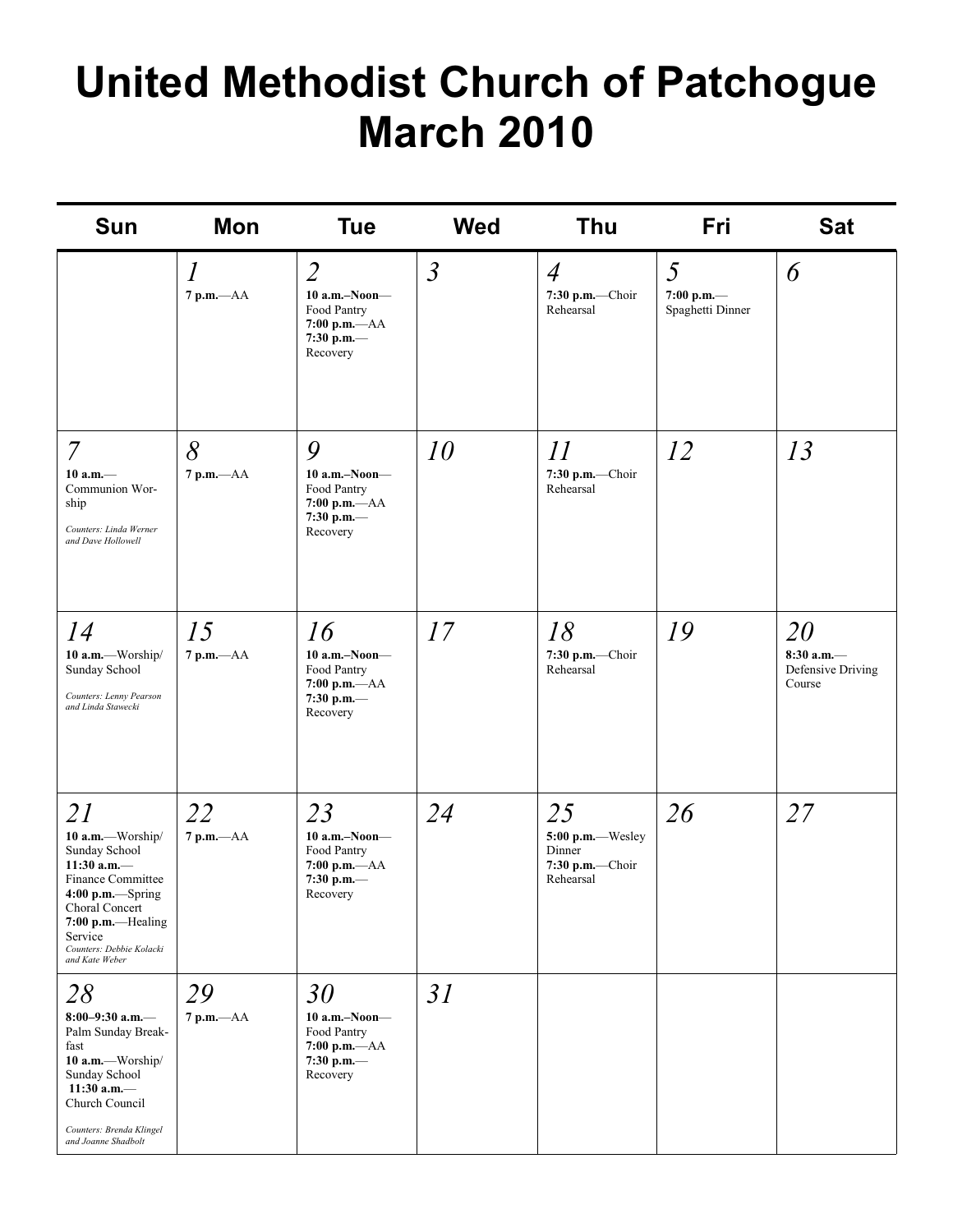# United Methodist Church of Patchogue March 2010

| Sun | Mon | Tue | Wed | Thu | Fri | Sat |
|---|---|---|---|---|---|---|
| | *1*<br>**7 p.m.**—AA | *2*<br>**10 a.m.–Noon**—Food Pantry<br>**7:00 p.m.**—AA<br>**7:30 p.m.**—Recovery | *3* | *4*<br>**7:30 p.m.**—Choir Rehearsal | *5*<br>**7:00 p.m.**—Spaghetti Dinner | *6* |
| *7*<br>**10 a.m.**—Communion Worship<br>*Counters: Linda Werner and Dave Hollowell* | *8*<br>**7 p.m.**—AA | *9*<br>**10 a.m.–Noon**—Food Pantry<br>**7:00 p.m.**—AA<br>**7:30 p.m.**—Recovery | *10* | *11*<br>**7:30 p.m.**—Choir Rehearsal | *12* | *13* |
| *14*<br>**10 a.m.**—Worship/ Sunday School<br>*Counters: Lenny Pearson and Linda Stawecki* | *15*<br>**7 p.m.**—AA | *16*<br>**10 a.m.–Noon**—Food Pantry<br>**7:00 p.m.**—AA<br>**7:30 p.m.**—Recovery | *17* | *18*<br>**7:30 p.m.**—Choir Rehearsal | *19* | *20*<br>**8:30 a.m.**—Defensive Driving Course |
| *21*<br>**10 a.m.**—Worship/ Sunday School<br>**11:30 a.m.**—Finance Committee<br>**4:00 p.m.**—Spring Choral Concert<br>**7:00 p.m.**—Healing Service<br>*Counters: Debbie Kolacki and Kate Weber* | *22*<br>**7 p.m.**—AA | *23*<br>**10 a.m.–Noon**—Food Pantry<br>**7:00 p.m.**—AA<br>**7:30 p.m.**—Recovery | *24* | *25*<br>**5:00 p.m.**—Wesley Dinner<br>**7:30 p.m.**—Choir Rehearsal | *26* | *27* |
| *28*<br>**8:00–9:30 a.m.**—Palm Sunday Breakfast<br>**10 a.m.**—Worship/ Sunday School<br>**11:30 a.m.**—Church Council<br>*Counters: Brenda Klingel and Joanne Shadbolt* | *29*<br>**7 p.m.**—AA | *30*<br>**10 a.m.–Noon**—Food Pantry<br>**7:00 p.m.**—AA<br>**7:30 p.m.**—Recovery | *31* | | | |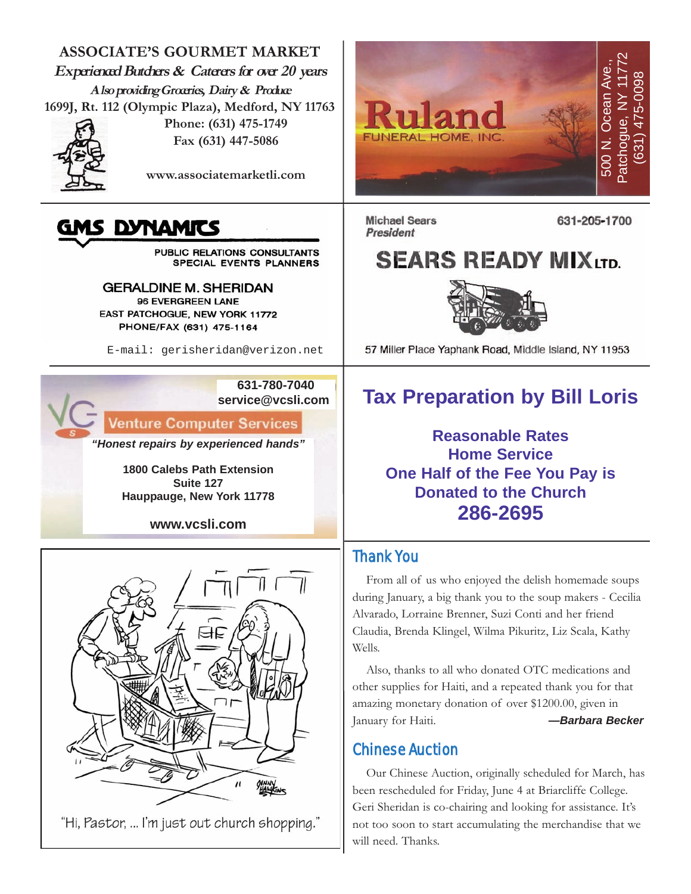**ASSOCIATE'S GOURMET MARKET**

*Experienced Butchers & Caterers for over 20 years*

*Also providing Groceries, Dairy & Produce*

1699J, Rt. 112 (Olympic Plaza), Medford, NY 11763

Phone: (631) 475-1749

Fax (631) 447-5086

www.associatemarketli.com

---

**Ruland**
FUNERAL HOME, INC.

500 N. Ocean Ave., Patchogue, NY 11772
(631) 475-0098

---

**GMS DYNAMICS**

PUBLIC RELATIONS CONSULTANTS
SPECIAL EVENTS PLANNERS

GERALDINE M. SHERIDAN
96 EVERGREEN LANE
EAST PATCHOGUE, NEW YORK 11772
PHONE/FAX (631) 475-1164

E-mail: gerisheridan@verizon.net

---

Michael Sears
*President*

631-205-1700

**SEARS READY MIX LTD.**

57 Miller Place Yaphank Road, Middle Island, NY 11953

---

631-780-7040
service@vcsli.com

**Venture Computer Services**

*"Honest repairs by experienced hands"*

1800 Calebs Path Extension
Suite 127
Hauppauge, New York 11778

www.vcsli.com

---

## Tax Preparation by Bill Loris

**Reasonable Rates**
**Home Service**
**One Half of the Fee You Pay is Donated to the Church**
**286-2695**

---

"Hi, Pastor, ... I'm just out church shopping."

---

## Thank You

From all of us who enjoyed the delish homemade soups during January, a big thank you to the soup makers - Cecilia Alvarado, Lorraine Brenner, Suzi Conti and her friend Claudia, Brenda Klingel, Wilma Pikuritz, Liz Scala, Kathy Wells.

Also, thanks to all who donated OTC medications and other supplies for Haiti, and a repeated thank you for that amazing monetary donation of over $1200.00, given in January for Haiti. ***—Barbara Becker***

## Chinese Auction

Our Chinese Auction, originally scheduled for March, has been rescheduled for Friday, June 4 at Briarcliffe College. Geri Sheridan is co-chairing and looking for assistance. It's not too soon to start accumulating the merchandise that we will need. Thanks.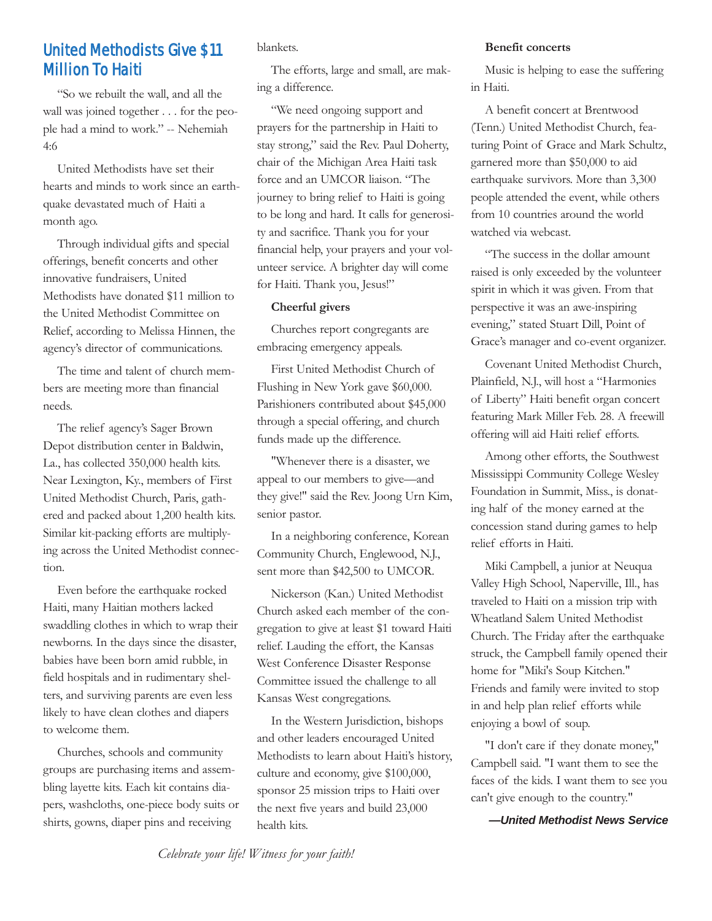## United Methodists Give $11 Million To Haiti

"So we rebuilt the wall, and all the wall was joined together . . . for the people had a mind to work." -- Nehemiah 4:6

United Methodists have set their hearts and minds to work since an earthquake devastated much of Haiti a month ago.

Through individual gifts and special offerings, benefit concerts and other innovative fundraisers, United Methodists have donated $11 million to the United Methodist Committee on Relief, according to Melissa Hinnen, the agency's director of communications.

The time and talent of church members are meeting more than financial needs.

The relief agency's Sager Brown Depot distribution center in Baldwin, La., has collected 350,000 health kits. Near Lexington, Ky., members of First United Methodist Church, Paris, gathered and packed about 1,200 health kits. Similar kit-packing efforts are multiplying across the United Methodist connection.

Even before the earthquake rocked Haiti, many Haitian mothers lacked swaddling clothes in which to wrap their newborns. In the days since the disaster, babies have been born amid rubble, in field hospitals and in rudimentary shelters, and surviving parents are even less likely to have clean clothes and diapers to welcome them.

Churches, schools and community groups are purchasing items and assembling layette kits. Each kit contains diapers, washcloths, one-piece body suits or shirts, gowns, diaper pins and receiving blankets.

The efforts, large and small, are making a difference.

"We need ongoing support and prayers for the partnership in Haiti to stay strong," said the Rev. Paul Doherty, chair of the Michigan Area Haiti task force and an UMCOR liaison. "The journey to bring relief to Haiti is going to be long and hard. It calls for generosity and sacrifice. Thank you for your financial help, your prayers and your volunteer service. A brighter day will come for Haiti. Thank you, Jesus!"

**Cheerful givers**

Churches report congregants are embracing emergency appeals.

First United Methodist Church of Flushing in New York gave $60,000. Parishioners contributed about $45,000 through a special offering, and church funds made up the difference.

"Whenever there is a disaster, we appeal to our members to give—and they give!" said the Rev. Joong Urn Kim, senior pastor.

In a neighboring conference, Korean Community Church, Englewood, N.J., sent more than $42,500 to UMCOR.

Nickerson (Kan.) United Methodist Church asked each member of the congregation to give at least $1 toward Haiti relief. Lauding the effort, the Kansas West Conference Disaster Response Committee issued the challenge to all Kansas West congregations.

In the Western Jurisdiction, bishops and other leaders encouraged United Methodists to learn about Haiti's history, culture and economy, give $100,000, sponsor 25 mission trips to Haiti over the next five years and build 23,000 health kits.

**Benefit concerts**

Music is helping to ease the suffering in Haiti.

A benefit concert at Brentwood (Tenn.) United Methodist Church, featuring Point of Grace and Mark Schultz, garnered more than $50,000 to aid earthquake survivors. More than 3,300 people attended the event, while others from 10 countries around the world watched via webcast.

"The success in the dollar amount raised is only exceeded by the volunteer spirit in which it was given. From that perspective it was an awe-inspiring evening," stated Stuart Dill, Point of Grace's manager and co-event organizer.

Covenant United Methodist Church, Plainfield, N.J., will host a "Harmonies of Liberty" Haiti benefit organ concert featuring Mark Miller Feb. 28. A freewill offering will aid Haiti relief efforts.

Among other efforts, the Southwest Mississippi Community College Wesley Foundation in Summit, Miss., is donating half of the money earned at the concession stand during games to help relief efforts in Haiti.

Miki Campbell, a junior at Neuqua Valley High School, Naperville, Ill., has traveled to Haiti on a mission trip with Wheatland Salem United Methodist Church. The Friday after the earthquake struck, the Campbell family opened their home for "Miki's Soup Kitchen." Friends and family were invited to stop in and help plan relief efforts while enjoying a bowl of soup.

"I don't care if they donate money," Campbell said. "I want them to see the faces of the kids. I want them to see you can't give enough to the country."

***—United Methodist News Service***

*Celebrate your life! Witness for your faith!*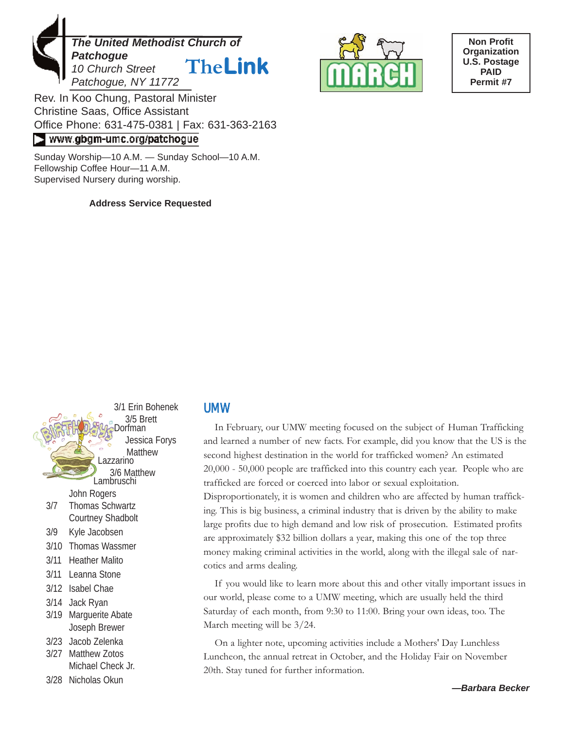**The United Methodist Church of Patchogue**
*10 Church Street*
*Patchogue, NY 11772*

**The Link**

MARCH

**Non Profit Organization**
**U.S. Postage**
**PAID**
**Permit #7**

Rev. In Koo Chung, Pastoral Minister
Christine Saas, Office Assistant
Office Phone: 631-475-0381 | Fax: 631-363-2163
www.gbgm-umc.org/patchogue

Sunday Worship—10 A.M. — Sunday School—10 A.M.
Fellowship Coffee Hour—11 A.M.
Supervised Nursery during worship.

**Address Service Requested**

BIRTHDAYS

3/1 Erin Bohenek
3/5 Brett Dorfman
Jessica Forys
Matthew Lazzarino
3/6 Matthew Lambruschi
John Rogers
3/7 Thomas Schwartz
Courtney Shadbolt
3/9 Kyle Jacobsen
3/10 Thomas Wassmer
3/11 Heather Malito
3/11 Leanna Stone
3/12 Isabel Chae
3/14 Jack Ryan
3/19 Marguerite Abate
Joseph Brewer
3/23 Jacob Zelenka
3/27 Matthew Zotos
Michael Check Jr.
3/28 Nicholas Okun

## UMW

In February, our UMW meeting focused on the subject of Human Trafficking and learned a number of new facts. For example, did you know that the US is the second highest destination in the world for trafficked women? An estimated 20,000 - 50,000 people are trafficked into this country each year. People who are trafficked are forced or coerced into labor or sexual exploitation. Disproportionately, it is women and children who are affected by human trafficking. This is big business, a criminal industry that is driven by the ability to make large profits due to high demand and low risk of prosecution. Estimated profits are approximately $32 billion dollars a year, making this one of the top three money making criminal activities in the world, along with the illegal sale of narcotics and arms dealing.

If you would like to learn more about this and other vitally important issues in our world, please come to a UMW meeting, which are usually held the third Saturday of each month, from 9:30 to 11:00. Bring your own ideas, too. The March meeting will be 3/24.

On a lighter note, upcoming activities include a Mothers' Day Lunchless Luncheon, the annual retreat in October, and the Holiday Fair on November 20th. Stay tuned for further information.

***—Barbara Becker***